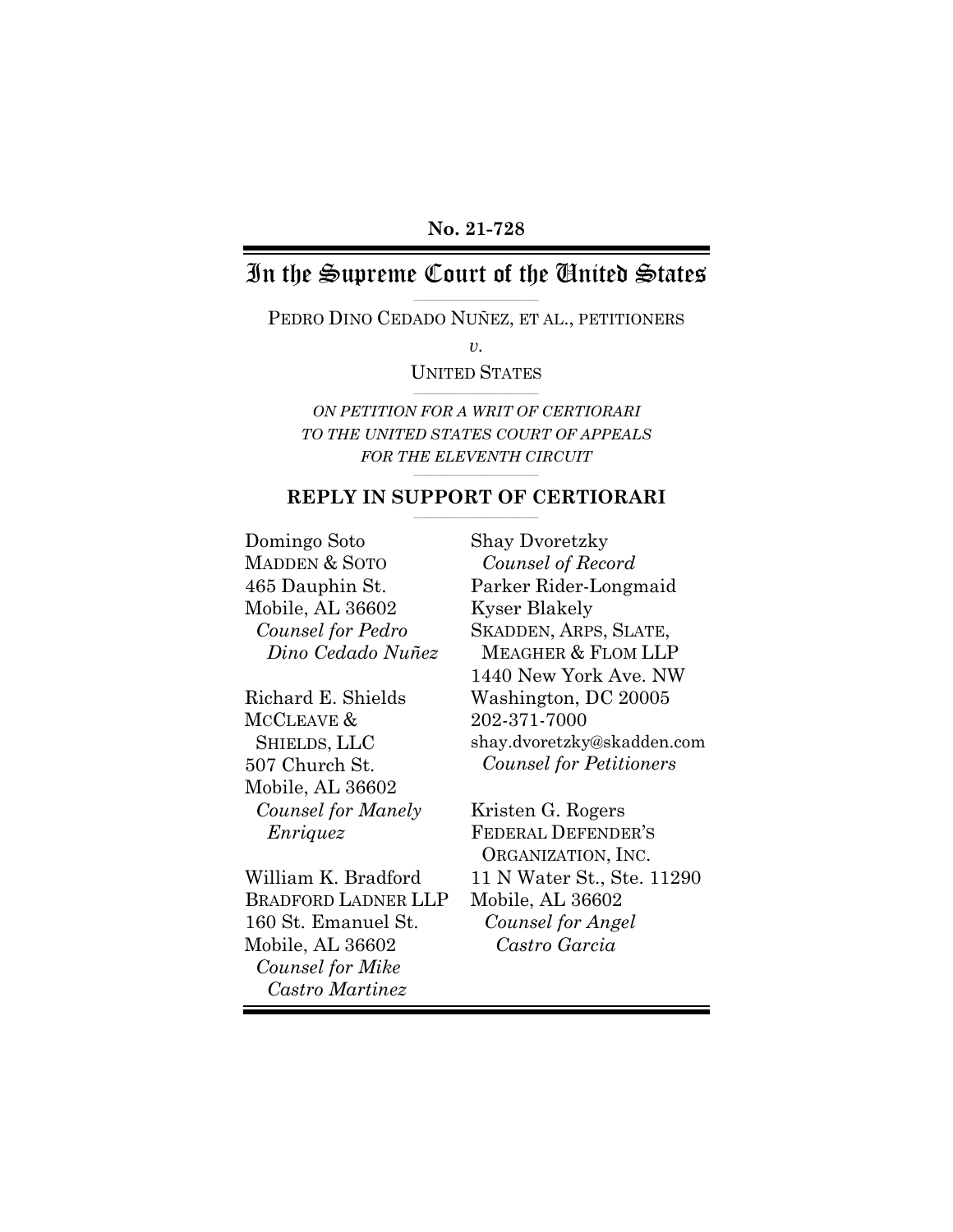**No. 21-728**

# In the Supreme Court of the United States

PEDRO DINO CEDADO NUÑEZ, ET AL., PETITIONERS

*v.*

UNITED STATES

*ON PETITION FOR A WRIT OF CERTIORARI TO THE UNITED STATES COURT OF APPEALS FOR THE ELEVENTH CIRCUIT*

## REPLY IN SUPPORT OF CERTIORARI

Domingo Soto
MADDEN & SOTO
465 Dauphin St.
Mobile, AL 36602
*Counsel for Pedro Dino Cedado Nuñez*

Richard E. Shields
MCCLEAVE & SHIELDS, LLC
507 Church St.
Mobile, AL 36602
*Counsel for Manely Enriquez*

William K. Bradford
BRADFORD LADNER LLP
160 St. Emanuel St.
Mobile, AL 36602
*Counsel for Mike Castro Martinez*

Shay Dvoretzky
*Counsel of Record*
Parker Rider-Longmaid
Kyser Blakely
SKADDEN, ARPS, SLATE, MEAGHER & FLOM LLP
1440 New York Ave. NW
Washington, DC 20005
202-371-7000
shay.dvoretzky@skadden.com
*Counsel for Petitioners*

Kristen G. Rogers
FEDERAL DEFENDER'S ORGANIZATION, INC.
11 N Water St., Ste. 11290
Mobile, AL 36602
*Counsel for Angel Castro Garcia*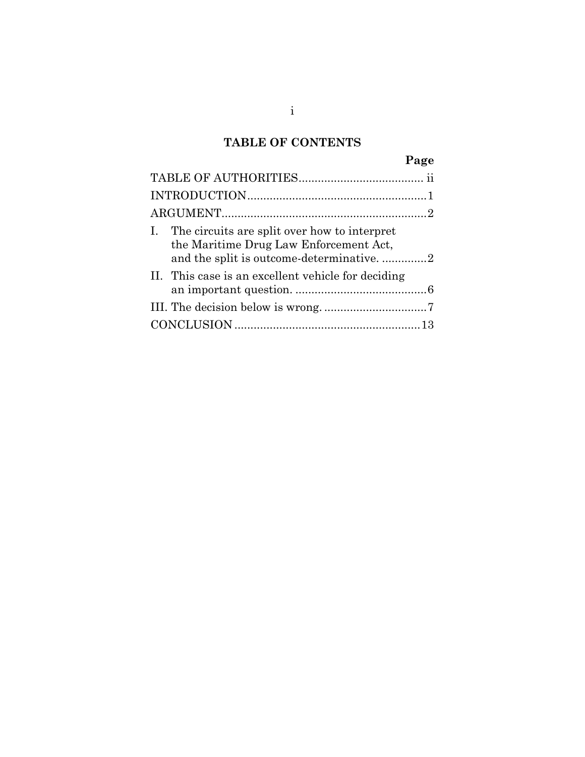# TABLE OF CONTENTS

| | Page |
|---|---|
| TABLE OF AUTHORITIES | ii |
| INTRODUCTION | 1 |
| ARGUMENT | 2 |
| I. The circuits are split over how to interpret the Maritime Drug Law Enforcement Act, and the split is outcome-determinative. | 2 |
| II. This case is an excellent vehicle for deciding an important question. | 6 |
| III. The decision below is wrong. | 7 |
| CONCLUSION | 13 |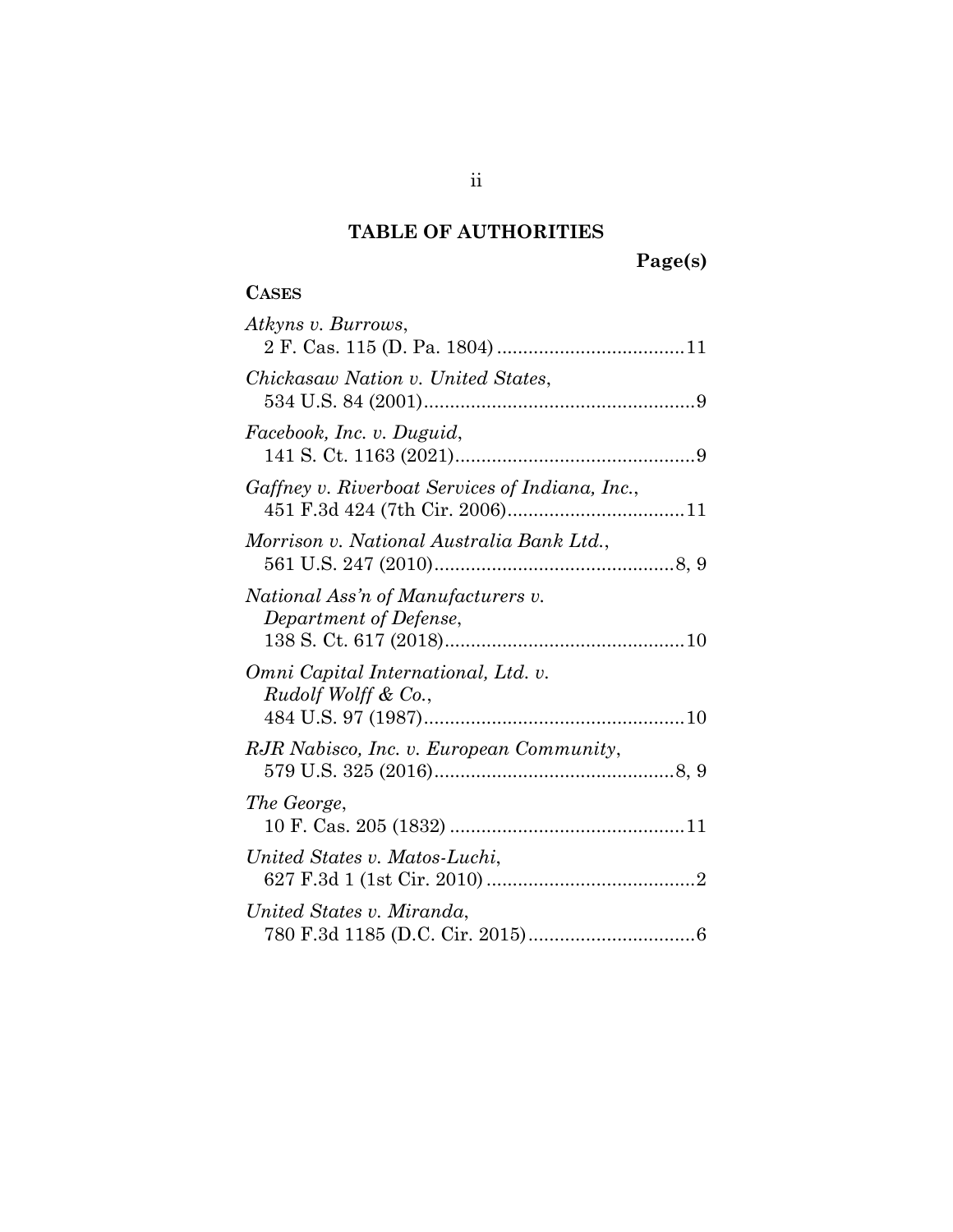## TABLE OF AUTHORITIES

**Page(s)**

**CASES**

*Atkyns v. Burrows*,
2 F. Cas. 115 (D. Pa. 1804) .................................... 11

*Chickasaw Nation v. United States*,
534 U.S. 84 (2001) .................................................... 9

*Facebook, Inc. v. Duguid*,
141 S. Ct. 1163 (2021) .............................................. 9

*Gaffney v. Riverboat Services of Indiana, Inc.*,
451 F.3d 424 (7th Cir. 2006) .................................. 11

*Morrison v. National Australia Bank Ltd.*,
561 U.S. 247 (2010) .............................................. 8, 9

*National Ass'n of Manufacturers v. Department of Defense*,
138 S. Ct. 617 (2018) .............................................. 10

*Omni Capital International, Ltd. v. Rudolf Wolff & Co.*,
484 U.S. 97 (1987) .................................................. 10

*RJR Nabisco, Inc. v. European Community*,
579 U.S. 325 (2016) .............................................. 8, 9

*The George*,
10 F. Cas. 205 (1832) ............................................. 11

*United States v. Matos-Luchi*,
627 F.3d 1 (1st Cir. 2010) ........................................ 2

*United States v. Miranda*,
780 F.3d 1185 (D.C. Cir. 2015) ................................ 6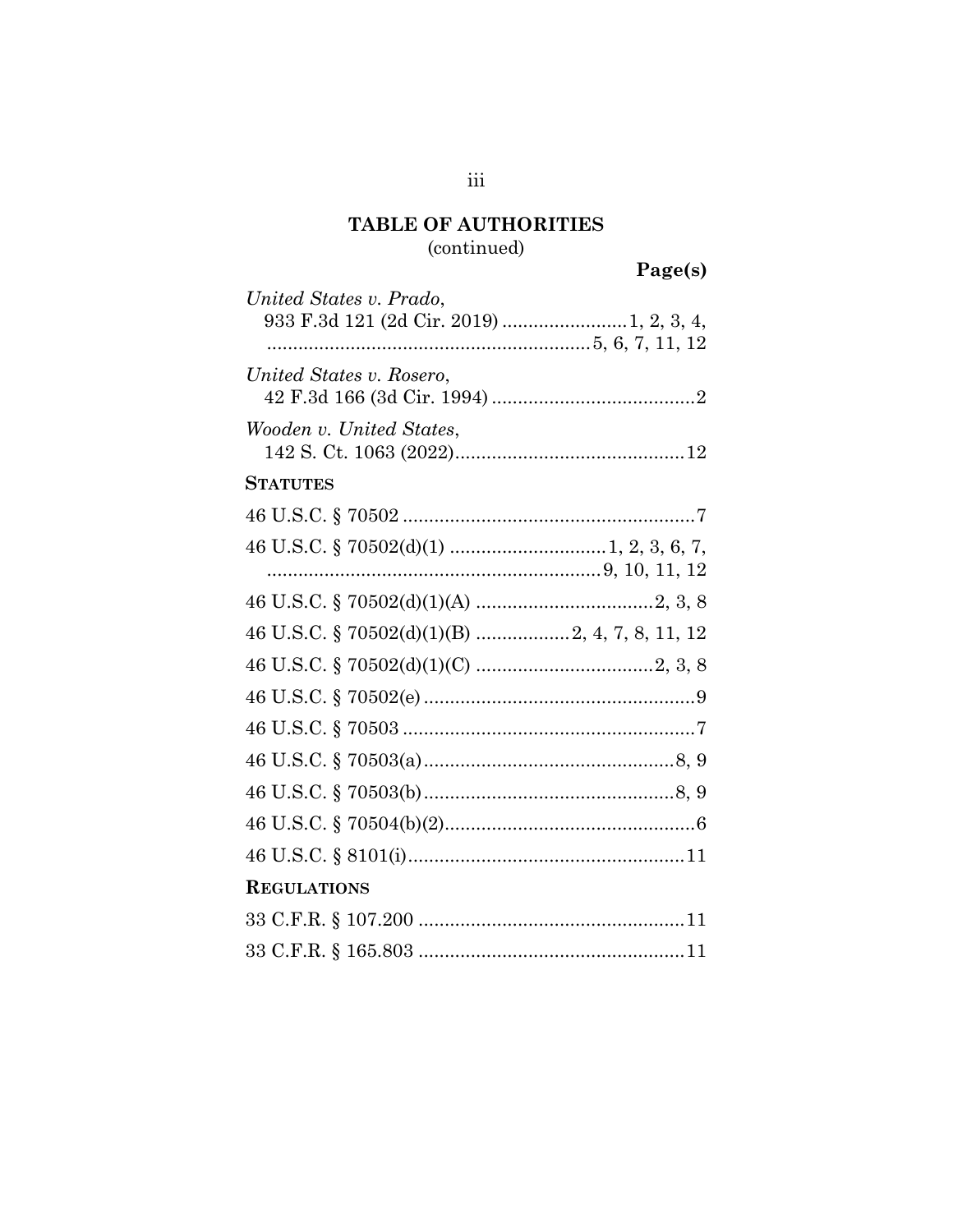## TABLE OF AUTHORITIES
(continued)

**Page(s)**

*United States v. Prado*,
933 F.3d 121 (2d Cir. 2019) ........................1, 2, 3, 4, ..........................................................5, 6, 7, 11, 12

*United States v. Rosero*,
42 F.3d 166 (3d Cir. 1994) .......................................2

*Wooden v. United States*,
142 S. Ct. 1063 (2022)............................................12

**STATUTES**

46 U.S.C. § 70502 ........................................................7

46 U.S.C. § 70502(d)(1) .............................1, 2, 3, 6, 7, ................................................................9, 10, 11, 12

46 U.S.C. § 70502(d)(1)(A) ..................................2, 3, 8

46 U.S.C. § 70502(d)(1)(B) ..................2, 4, 7, 8, 11, 12

46 U.S.C. § 70502(d)(1)(C) ..................................2, 3, 8

46 U.S.C. § 70502(e) ....................................................9

46 U.S.C. § 70503 ........................................................7

46 U.S.C. § 70503(a)................................................8, 9

46 U.S.C. § 70503(b)................................................8, 9

46 U.S.C. § 70504(b)(2)................................................6

46 U.S.C. § 8101(i).....................................................11

**REGULATIONS**

33 C.F.R. § 107.200 ...................................................11

33 C.F.R. § 165.803 ...................................................11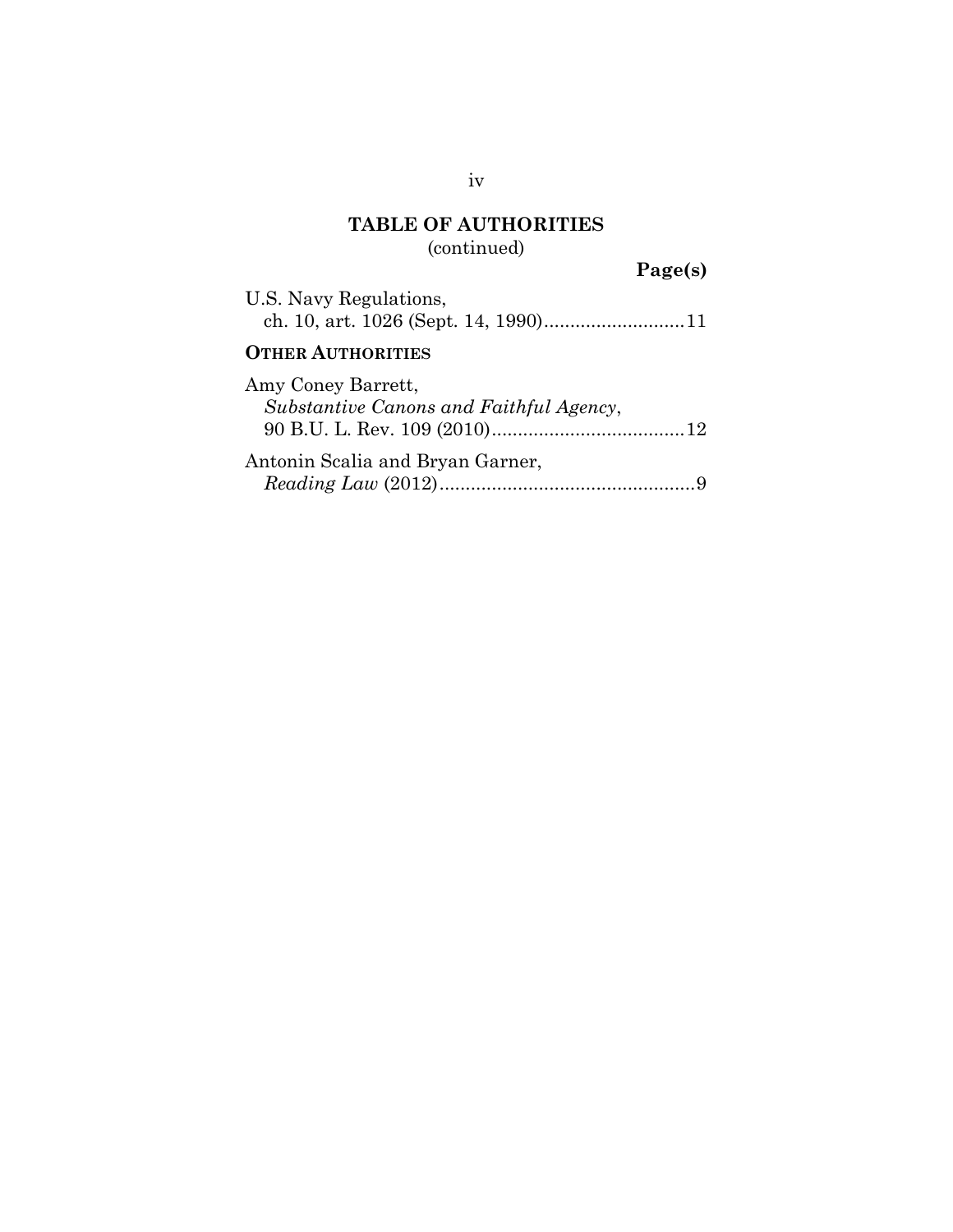**TABLE OF AUTHORITIES**
(continued)

**Page(s)**

U.S. Navy Regulations,
ch. 10, art. 1026 (Sept. 14, 1990)...........................11

**OTHER AUTHORITIES**

Amy Coney Barrett,
*Substantive Canons and Faithful Agency*,
90 B.U. L. Rev. 109 (2010).....................................12

Antonin Scalia and Bryan Garner,
*Reading Law* (2012).................................................9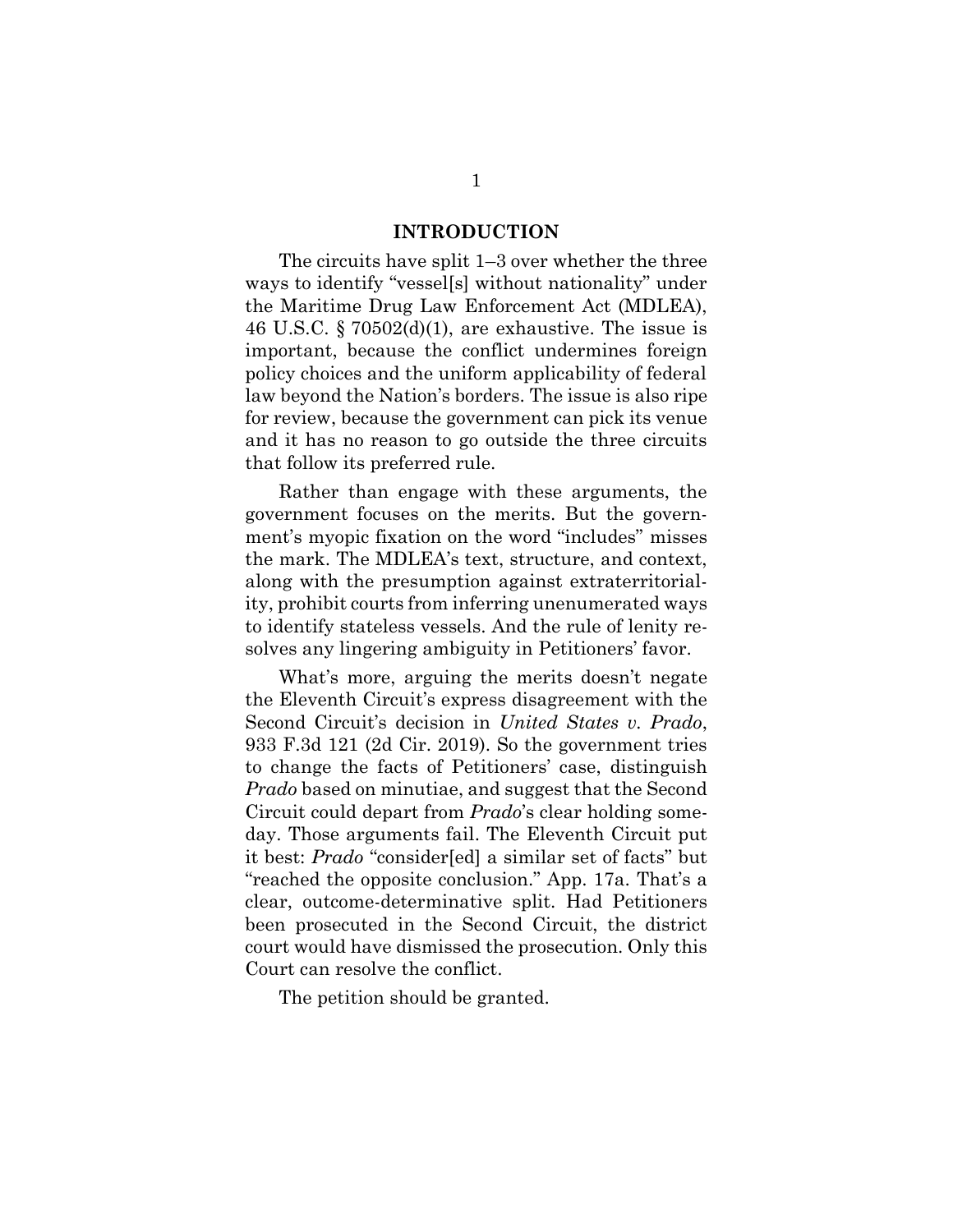## INTRODUCTION

The circuits have split 1–3 over whether the three ways to identify "vessel[s] without nationality" under the Maritime Drug Law Enforcement Act (MDLEA), 46 U.S.C. § 70502(d)(1), are exhaustive. The issue is important, because the conflict undermines foreign policy choices and the uniform applicability of federal law beyond the Nation's borders. The issue is also ripe for review, because the government can pick its venue and it has no reason to go outside the three circuits that follow its preferred rule.

Rather than engage with these arguments, the government focuses on the merits. But the government's myopic fixation on the word "includes" misses the mark. The MDLEA's text, structure, and context, along with the presumption against extraterritoriality, prohibit courts from inferring unenumerated ways to identify stateless vessels. And the rule of lenity resolves any lingering ambiguity in Petitioners' favor.

What's more, arguing the merits doesn't negate the Eleventh Circuit's express disagreement with the Second Circuit's decision in *United States v. Prado*, 933 F.3d 121 (2d Cir. 2019). So the government tries to change the facts of Petitioners' case, distinguish *Prado* based on minutiae, and suggest that the Second Circuit could depart from *Prado*'s clear holding someday. Those arguments fail. The Eleventh Circuit put it best: *Prado* "consider[ed] a similar set of facts" but "reached the opposite conclusion." App. 17a. That's a clear, outcome-determinative split. Had Petitioners been prosecuted in the Second Circuit, the district court would have dismissed the prosecution. Only this Court can resolve the conflict.

The petition should be granted.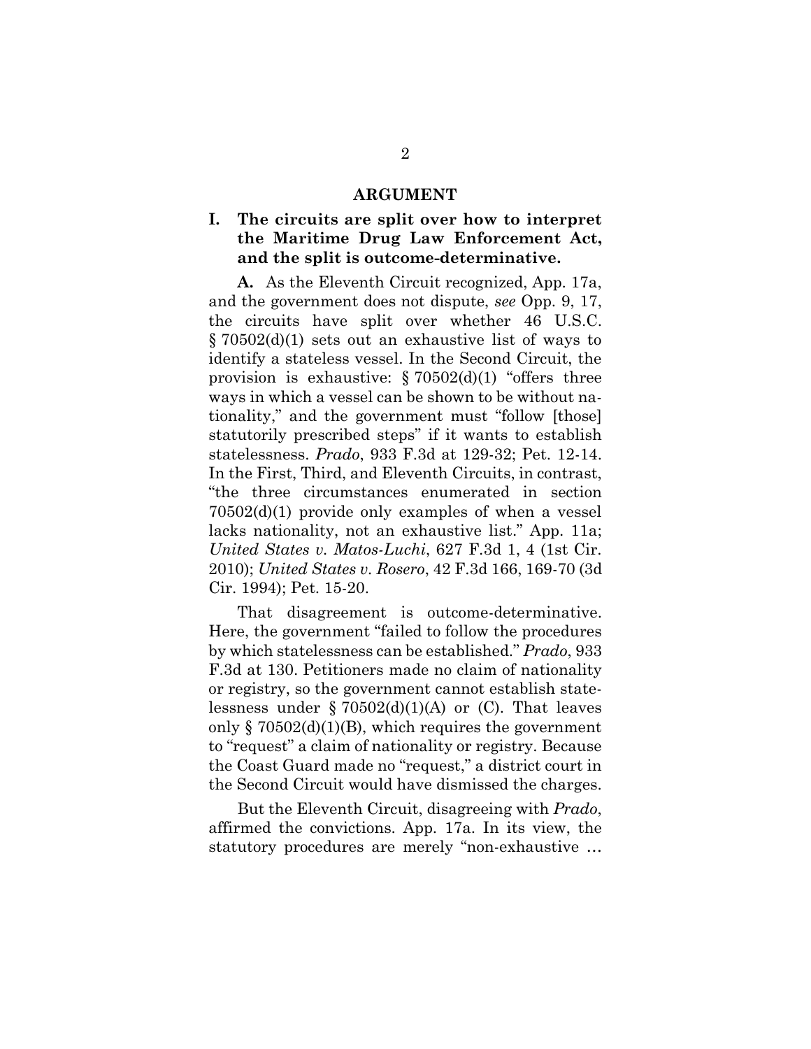## ARGUMENT

### I. The circuits are split over how to interpret the Maritime Drug Law Enforcement Act, and the split is outcome-determinative.

**A.** As the Eleventh Circuit recognized, App. 17a, and the government does not dispute, *see* Opp. 9, 17, the circuits have split over whether 46 U.S.C. § 70502(d)(1) sets out an exhaustive list of ways to identify a stateless vessel. In the Second Circuit, the provision is exhaustive: § 70502(d)(1) "offers three ways in which a vessel can be shown to be without nationality," and the government must "follow [those] statutorily prescribed steps" if it wants to establish statelessness. *Prado*, 933 F.3d at 129-32; Pet. 12-14. In the First, Third, and Eleventh Circuits, in contrast, "the three circumstances enumerated in section 70502(d)(1) provide only examples of when a vessel lacks nationality, not an exhaustive list." App. 11a; *United States v. Matos-Luchi*, 627 F.3d 1, 4 (1st Cir. 2010); *United States v. Rosero*, 42 F.3d 166, 169-70 (3d Cir. 1994); Pet. 15-20.

That disagreement is outcome-determinative. Here, the government "failed to follow the procedures by which statelessness can be established." *Prado*, 933 F.3d at 130. Petitioners made no claim of nationality or registry, so the government cannot establish statelessness under § 70502(d)(1)(A) or (C). That leaves only § 70502(d)(1)(B), which requires the government to "request" a claim of nationality or registry. Because the Coast Guard made no "request," a district court in the Second Circuit would have dismissed the charges.

But the Eleventh Circuit, disagreeing with *Prado*, affirmed the convictions. App. 17a. In its view, the statutory procedures are merely "non-exhaustive …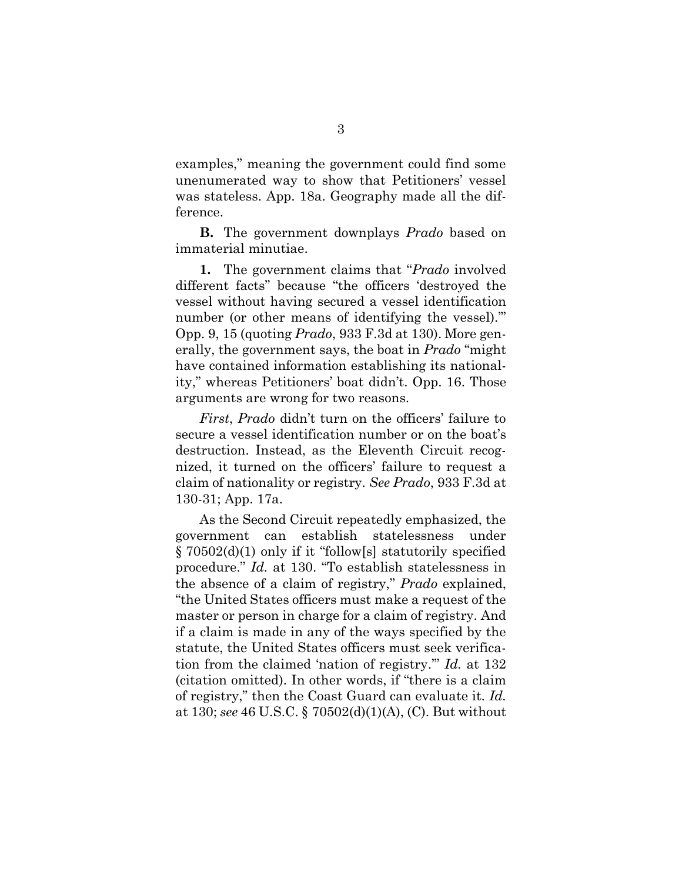examples," meaning the government could find some unenumerated way to show that Petitioners' vessel was stateless. App. 18a. Geography made all the difference.

**B.** The government downplays *Prado* based on immaterial minutiae.

**1.** The government claims that "*Prado* involved different facts" because "the officers 'destroyed the vessel without having secured a vessel identification number (or other means of identifying the vessel).'" Opp. 9, 15 (quoting *Prado*, 933 F.3d at 130). More generally, the government says, the boat in *Prado* "might have contained information establishing its nationality," whereas Petitioners' boat didn't. Opp. 16. Those arguments are wrong for two reasons.

*First*, *Prado* didn't turn on the officers' failure to secure a vessel identification number or on the boat's destruction. Instead, as the Eleventh Circuit recognized, it turned on the officers' failure to request a claim of nationality or registry. *See Prado*, 933 F.3d at 130-31; App. 17a.

As the Second Circuit repeatedly emphasized, the government can establish statelessness under § 70502(d)(1) only if it "follow[s] statutorily specified procedure." *Id.* at 130. "To establish statelessness in the absence of a claim of registry," *Prado* explained, "the United States officers must make a request of the master or person in charge for a claim of registry. And if a claim is made in any of the ways specified by the statute, the United States officers must seek verification from the claimed 'nation of registry.'" *Id.* at 132 (citation omitted). In other words, if "there is a claim of registry," then the Coast Guard can evaluate it. *Id.* at 130; *see* 46 U.S.C. § 70502(d)(1)(A), (C). But without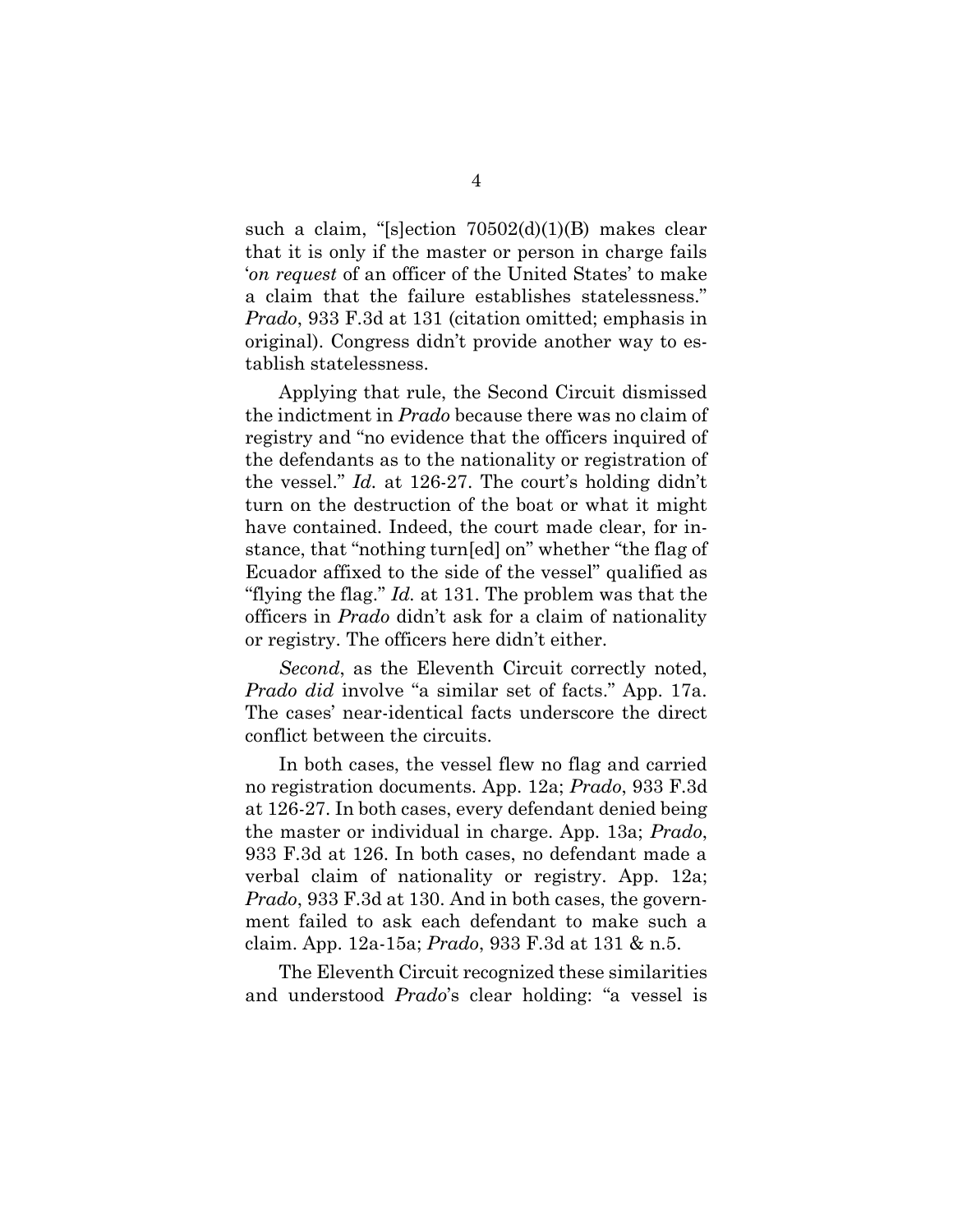such a claim, "[s]ection 70502(d)(1)(B) makes clear that it is only if the master or person in charge fails '*on request* of an officer of the United States' to make a claim that the failure establishes statelessness." *Prado*, 933 F.3d at 131 (citation omitted; emphasis in original). Congress didn't provide another way to establish statelessness.

Applying that rule, the Second Circuit dismissed the indictment in *Prado* because there was no claim of registry and "no evidence that the officers inquired of the defendants as to the nationality or registration of the vessel." *Id.* at 126-27. The court's holding didn't turn on the destruction of the boat or what it might have contained. Indeed, the court made clear, for instance, that "nothing turn[ed] on" whether "the flag of Ecuador affixed to the side of the vessel" qualified as "flying the flag." *Id.* at 131. The problem was that the officers in *Prado* didn't ask for a claim of nationality or registry. The officers here didn't either.

*Second*, as the Eleventh Circuit correctly noted, *Prado did* involve "a similar set of facts." App. 17a. The cases' near-identical facts underscore the direct conflict between the circuits.

In both cases, the vessel flew no flag and carried no registration documents. App. 12a; *Prado*, 933 F.3d at 126-27. In both cases, every defendant denied being the master or individual in charge. App. 13a; *Prado*, 933 F.3d at 126. In both cases, no defendant made a verbal claim of nationality or registry. App. 12a; *Prado*, 933 F.3d at 130. And in both cases, the government failed to ask each defendant to make such a claim. App. 12a-15a; *Prado*, 933 F.3d at 131 & n.5.

The Eleventh Circuit recognized these similarities and understood *Prado*'s clear holding: "a vessel is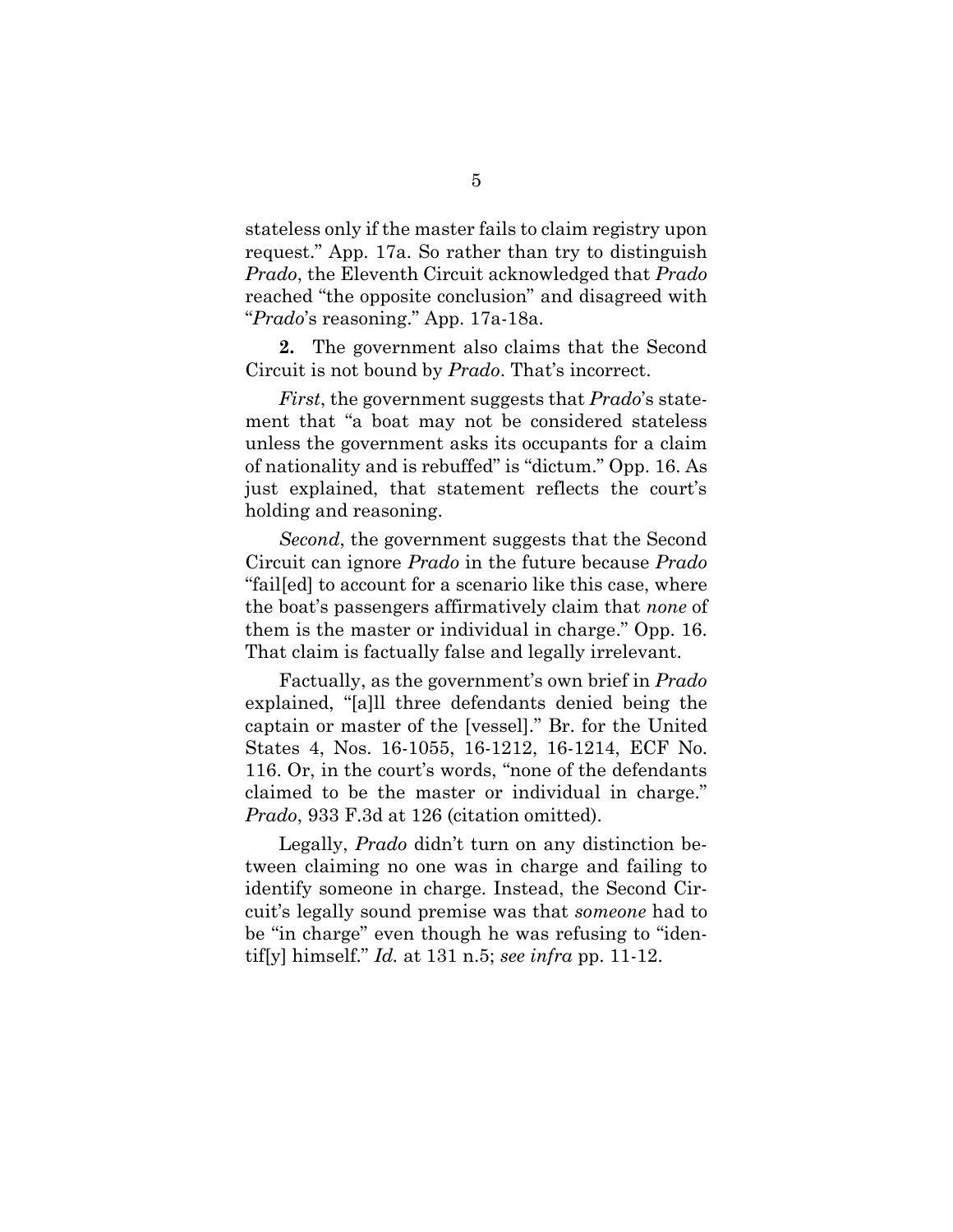stateless only if the master fails to claim registry upon request." App. 17a. So rather than try to distinguish *Prado*, the Eleventh Circuit acknowledged that *Prado* reached "the opposite conclusion" and disagreed with "*Prado*'s reasoning." App. 17a-18a.

**2.** The government also claims that the Second Circuit is not bound by *Prado*. That's incorrect.

*First*, the government suggests that *Prado*'s statement that "a boat may not be considered stateless unless the government asks its occupants for a claim of nationality and is rebuffed" is "dictum." Opp. 16. As just explained, that statement reflects the court's holding and reasoning.

*Second*, the government suggests that the Second Circuit can ignore *Prado* in the future because *Prado* "fail[ed] to account for a scenario like this case, where the boat's passengers affirmatively claim that *none* of them is the master or individual in charge." Opp. 16. That claim is factually false and legally irrelevant.

Factually, as the government's own brief in *Prado* explained, "[a]ll three defendants denied being the captain or master of the [vessel]." Br. for the United States 4, Nos. 16-1055, 16-1212, 16-1214, ECF No. 116. Or, in the court's words, "none of the defendants claimed to be the master or individual in charge." *Prado*, 933 F.3d at 126 (citation omitted).

Legally, *Prado* didn't turn on any distinction between claiming no one was in charge and failing to identify someone in charge. Instead, the Second Circuit's legally sound premise was that *someone* had to be "in charge" even though he was refusing to "identif[y] himself." *Id.* at 131 n.5; *see infra* pp. 11-12.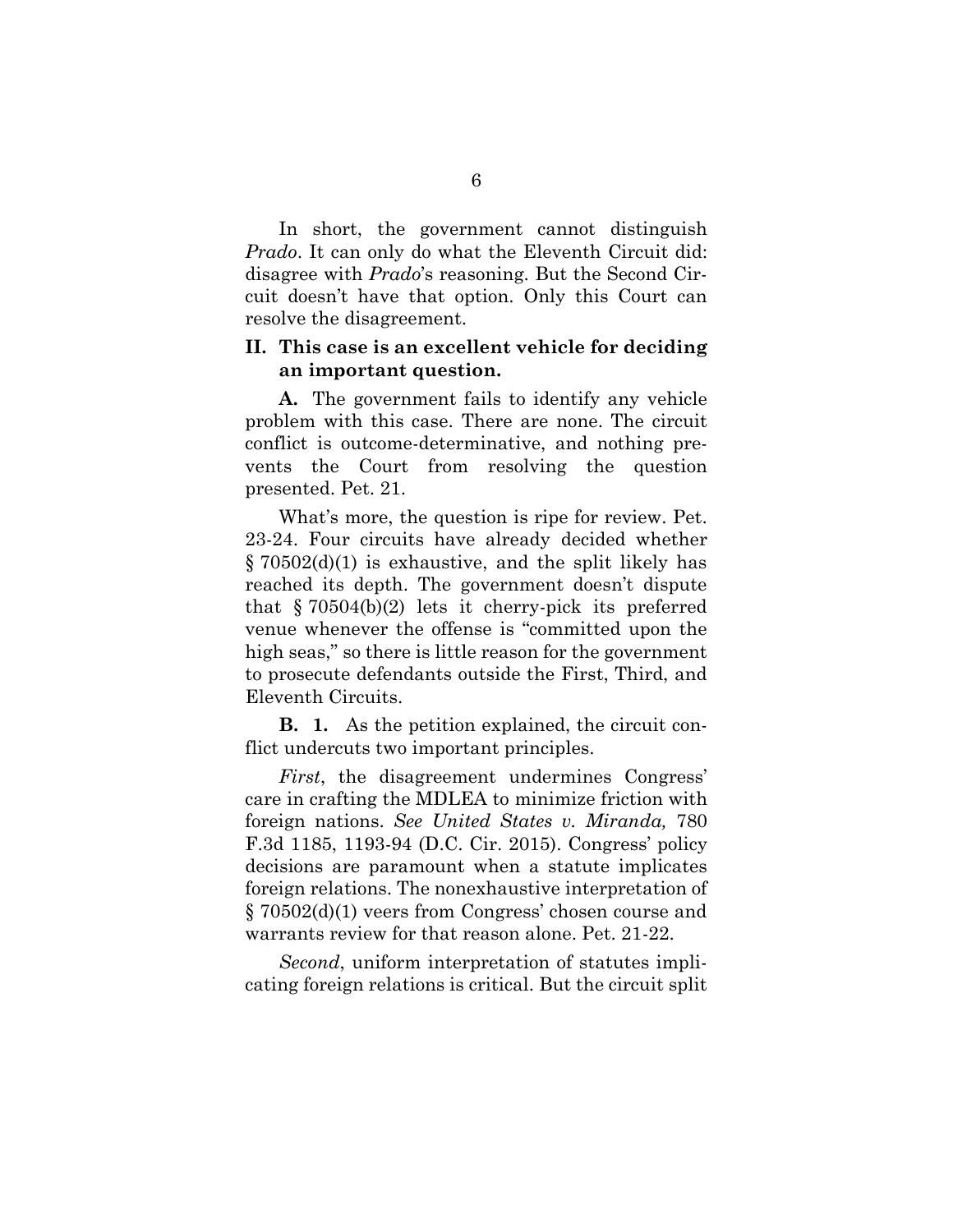In short, the government cannot distinguish *Prado*. It can only do what the Eleventh Circuit did: disagree with *Prado*'s reasoning. But the Second Circuit doesn't have that option. Only this Court can resolve the disagreement.

## II. This case is an excellent vehicle for deciding an important question.

**A.** The government fails to identify any vehicle problem with this case. There are none. The circuit conflict is outcome-determinative, and nothing prevents the Court from resolving the question presented. Pet. 21.

What's more, the question is ripe for review. Pet. 23-24. Four circuits have already decided whether § 70502(d)(1) is exhaustive, and the split likely has reached its depth. The government doesn't dispute that § 70504(b)(2) lets it cherry-pick its preferred venue whenever the offense is "committed upon the high seas," so there is little reason for the government to prosecute defendants outside the First, Third, and Eleventh Circuits.

**B. 1.** As the petition explained, the circuit conflict undercuts two important principles.

*First*, the disagreement undermines Congress' care in crafting the MDLEA to minimize friction with foreign nations. *See United States v. Miranda,* 780 F.3d 1185, 1193-94 (D.C. Cir. 2015). Congress' policy decisions are paramount when a statute implicates foreign relations. The nonexhaustive interpretation of § 70502(d)(1) veers from Congress' chosen course and warrants review for that reason alone. Pet. 21-22.

*Second*, uniform interpretation of statutes implicating foreign relations is critical. But the circuit split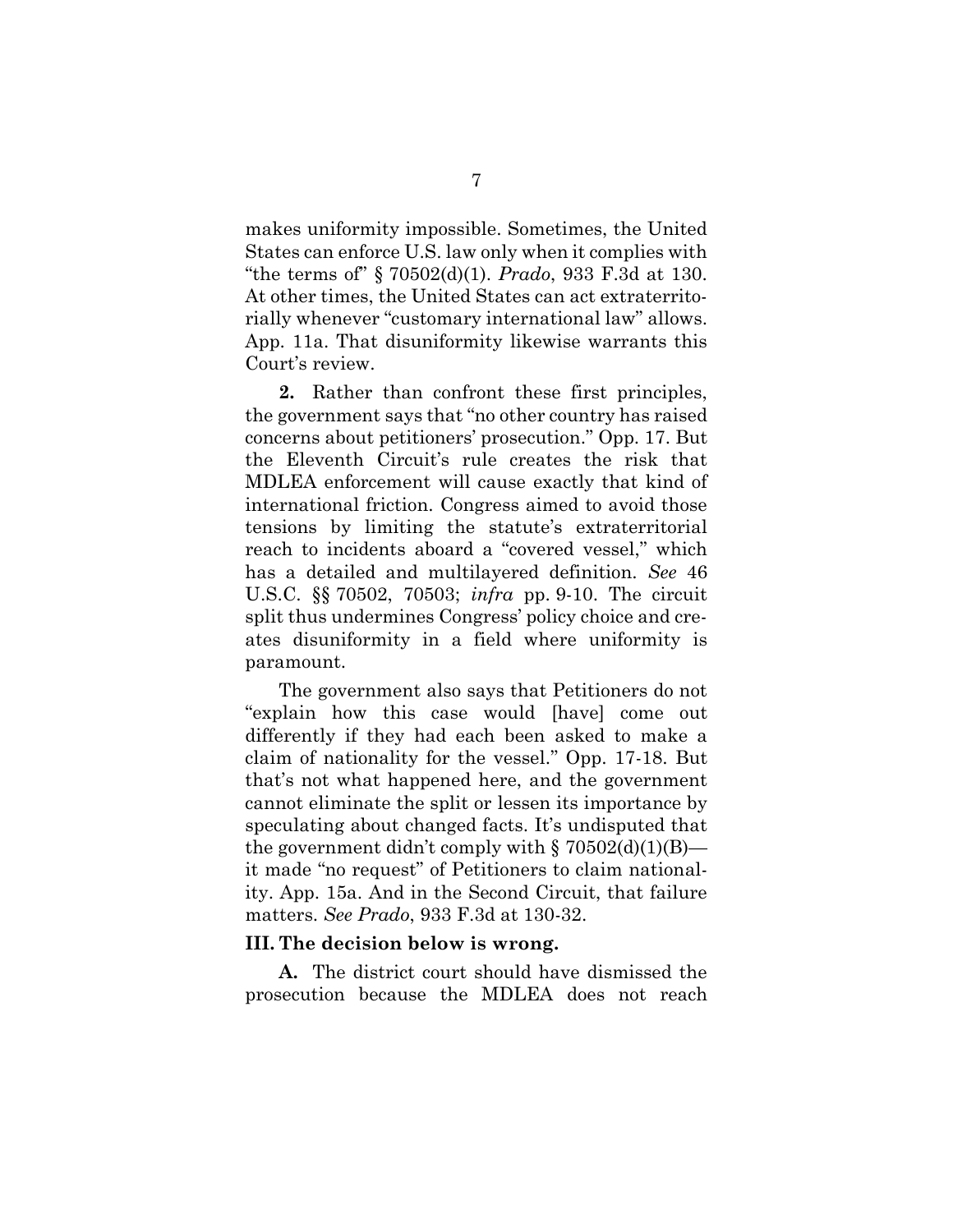makes uniformity impossible. Sometimes, the United States can enforce U.S. law only when it complies with "the terms of" § 70502(d)(1). *Prado*, 933 F.3d at 130. At other times, the United States can act extraterritorially whenever "customary international law" allows. App. 11a. That disuniformity likewise warrants this Court's review.

**2.** Rather than confront these first principles, the government says that "no other country has raised concerns about petitioners' prosecution." Opp. 17. But the Eleventh Circuit's rule creates the risk that MDLEA enforcement will cause exactly that kind of international friction. Congress aimed to avoid those tensions by limiting the statute's extraterritorial reach to incidents aboard a "covered vessel," which has a detailed and multilayered definition. *See* 46 U.S.C. §§ 70502, 70503; *infra* pp. 9-10. The circuit split thus undermines Congress' policy choice and creates disuniformity in a field where uniformity is paramount.

The government also says that Petitioners do not "explain how this case would [have] come out differently if they had each been asked to make a claim of nationality for the vessel." Opp. 17-18. But that's not what happened here, and the government cannot eliminate the split or lessen its importance by speculating about changed facts. It's undisputed that the government didn't comply with § 70502(d)(1)(B)—it made "no request" of Petitioners to claim nationality. App. 15a. And in the Second Circuit, that failure matters. *See Prado*, 933 F.3d at 130-32.

### III. The decision below is wrong.

**A.** The district court should have dismissed the prosecution because the MDLEA does not reach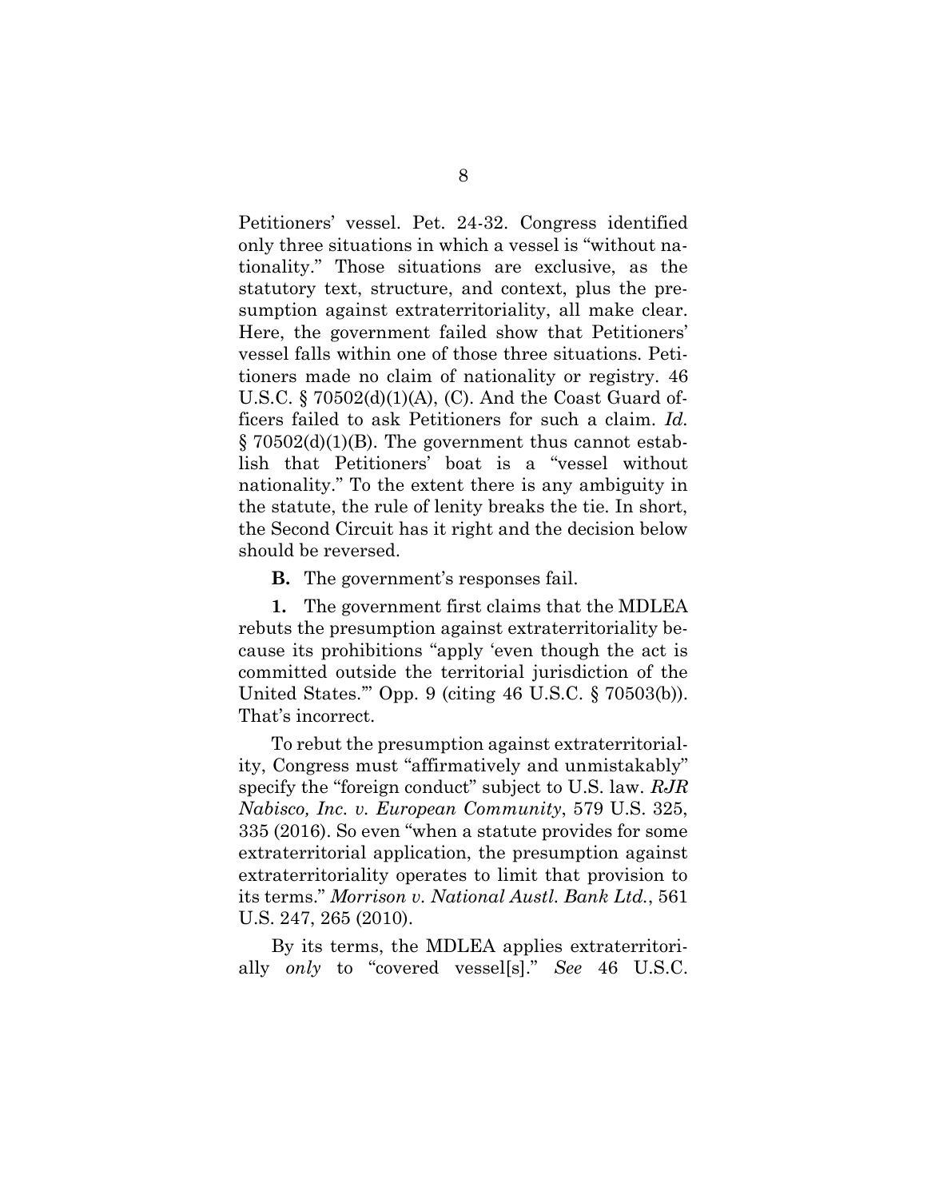Petitioners' vessel. Pet. 24-32. Congress identified only three situations in which a vessel is "without nationality." Those situations are exclusive, as the statutory text, structure, and context, plus the presumption against extraterritoriality, all make clear. Here, the government failed show that Petitioners' vessel falls within one of those three situations. Petitioners made no claim of nationality or registry. 46 U.S.C. § 70502(d)(1)(A), (C). And the Coast Guard officers failed to ask Petitioners for such a claim. *Id.* § 70502(d)(1)(B). The government thus cannot establish that Petitioners' boat is a "vessel without nationality." To the extent there is any ambiguity in the statute, the rule of lenity breaks the tie. In short, the Second Circuit has it right and the decision below should be reversed.

**B.** The government's responses fail.

**1.** The government first claims that the MDLEA rebuts the presumption against extraterritoriality because its prohibitions "apply 'even though the act is committed outside the territorial jurisdiction of the United States.'" Opp. 9 (citing 46 U.S.C. § 70503(b)). That's incorrect.

To rebut the presumption against extraterritoriality, Congress must "affirmatively and unmistakably" specify the "foreign conduct" subject to U.S. law. *RJR Nabisco, Inc. v. European Community*, 579 U.S. 325, 335 (2016). So even "when a statute provides for some extraterritorial application, the presumption against extraterritoriality operates to limit that provision to its terms." *Morrison v. National Austl. Bank Ltd.*, 561 U.S. 247, 265 (2010).

By its terms, the MDLEA applies extraterritorially *only* to "covered vessel[s]." *See* 46 U.S.C.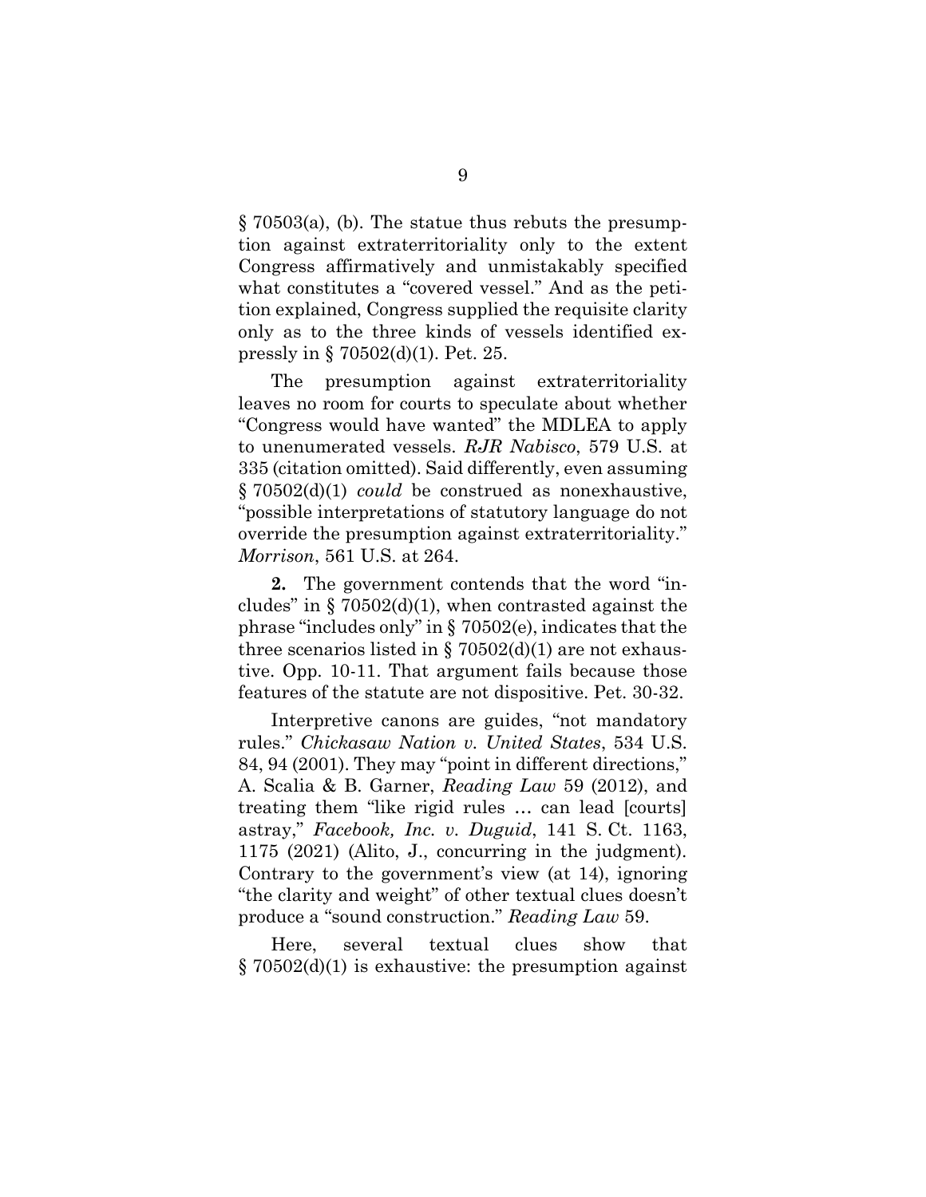§ 70503(a), (b). The statue thus rebuts the presumption against extraterritoriality only to the extent Congress affirmatively and unmistakably specified what constitutes a "covered vessel." And as the petition explained, Congress supplied the requisite clarity only as to the three kinds of vessels identified expressly in § 70502(d)(1). Pet. 25.

The presumption against extraterritoriality leaves no room for courts to speculate about whether "Congress would have wanted" the MDLEA to apply to unenumerated vessels. *RJR Nabisco*, 579 U.S. at 335 (citation omitted). Said differently, even assuming § 70502(d)(1) *could* be construed as nonexhaustive, "possible interpretations of statutory language do not override the presumption against extraterritoriality." *Morrison*, 561 U.S. at 264.

**2.** The government contends that the word "includes" in § 70502(d)(1), when contrasted against the phrase "includes only" in § 70502(e), indicates that the three scenarios listed in § 70502(d)(1) are not exhaustive. Opp. 10-11. That argument fails because those features of the statute are not dispositive. Pet. 30-32.

Interpretive canons are guides, "not mandatory rules." *Chickasaw Nation v. United States*, 534 U.S. 84, 94 (2001). They may "point in different directions," A. Scalia & B. Garner, *Reading Law* 59 (2012), and treating them "like rigid rules … can lead [courts] astray," *Facebook, Inc. v. Duguid*, 141 S. Ct. 1163, 1175 (2021) (Alito, J., concurring in the judgment). Contrary to the government's view (at 14), ignoring "the clarity and weight" of other textual clues doesn't produce a "sound construction." *Reading Law* 59.

Here, several textual clues show that § 70502(d)(1) is exhaustive: the presumption against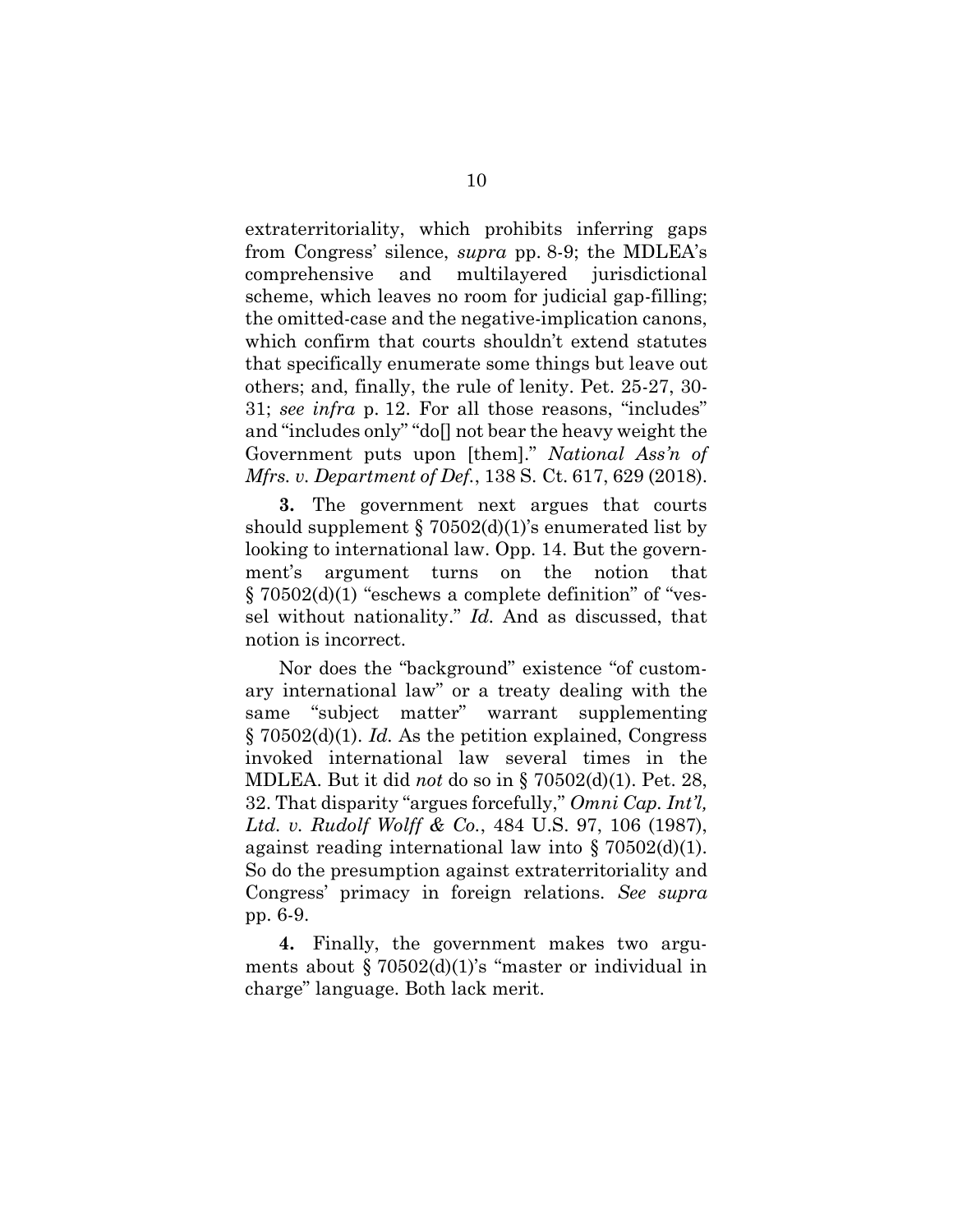extraterritoriality, which prohibits inferring gaps from Congress' silence, *supra* pp. 8-9; the MDLEA's comprehensive and multilayered jurisdictional scheme, which leaves no room for judicial gap-filling; the omitted-case and the negative-implication canons, which confirm that courts shouldn't extend statutes that specifically enumerate some things but leave out others; and, finally, the rule of lenity. Pet. 25-27, 30-31; *see infra* p. 12. For all those reasons, "includes" and "includes only" "do[] not bear the heavy weight the Government puts upon [them]." *National Ass'n of Mfrs. v. Department of Def.*, 138 S. Ct. 617, 629 (2018).

**3.** The government next argues that courts should supplement § 70502(d)(1)'s enumerated list by looking to international law. Opp. 14. But the government's argument turns on the notion that § 70502(d)(1) "eschews a complete definition" of "vessel without nationality." *Id.* And as discussed, that notion is incorrect.

Nor does the "background" existence "of customary international law" or a treaty dealing with the same "subject matter" warrant supplementing § 70502(d)(1). *Id.* As the petition explained, Congress invoked international law several times in the MDLEA. But it did *not* do so in § 70502(d)(1). Pet. 28, 32. That disparity "argues forcefully," *Omni Cap. Int'l, Ltd. v. Rudolf Wolff & Co.*, 484 U.S. 97, 106 (1987), against reading international law into § 70502(d)(1). So do the presumption against extraterritoriality and Congress' primacy in foreign relations. *See supra* pp. 6-9.

**4.** Finally, the government makes two arguments about § 70502(d)(1)'s "master or individual in charge" language. Both lack merit.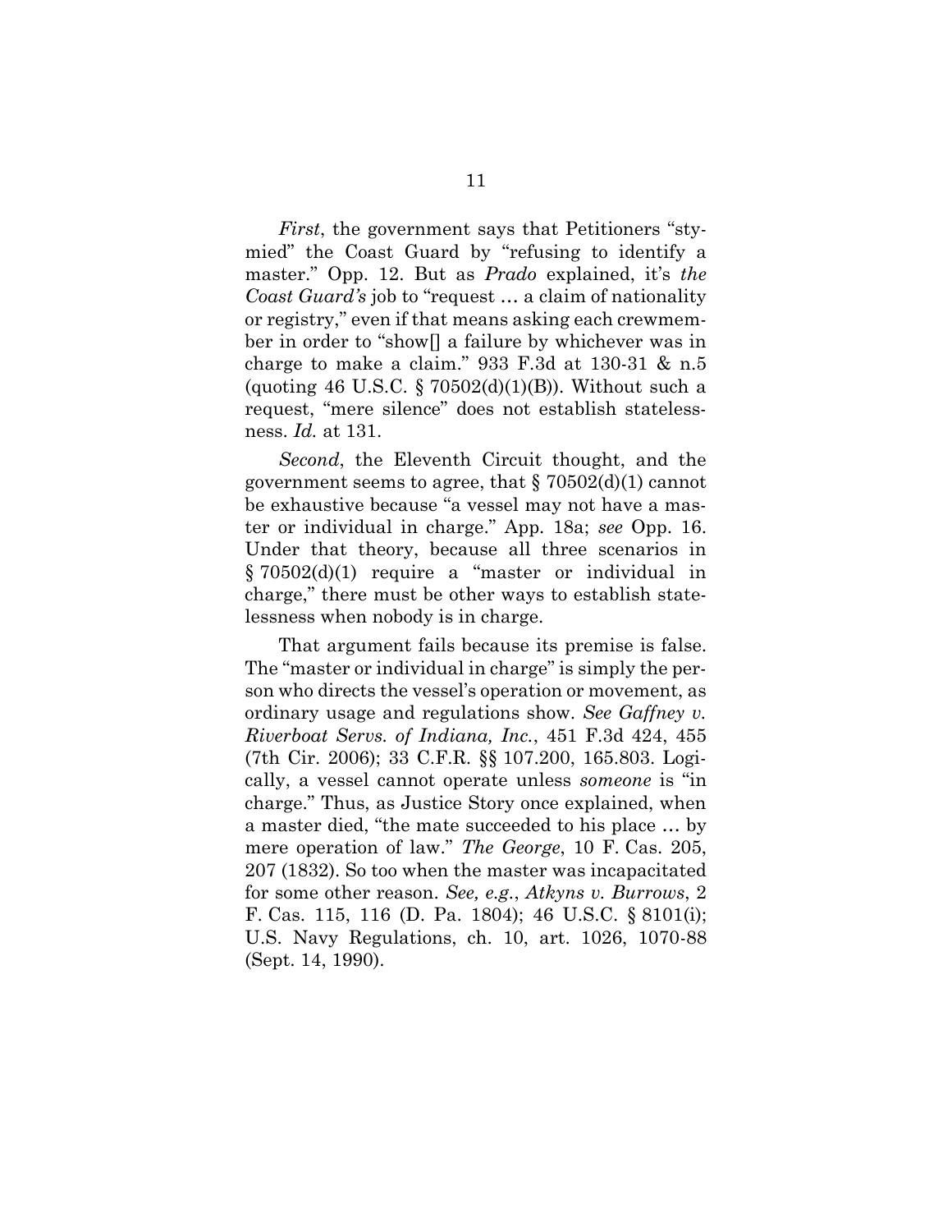*First*, the government says that Petitioners "stymied" the Coast Guard by "refusing to identify a master." Opp. 12. But as *Prado* explained, it's *the Coast Guard's* job to "request … a claim of nationality or registry," even if that means asking each crewmember in order to "show[] a failure by whichever was in charge to make a claim." 933 F.3d at 130-31 & n.5 (quoting 46 U.S.C. § 70502(d)(1)(B)). Without such a request, "mere silence" does not establish statelessness. *Id.* at 131.

*Second*, the Eleventh Circuit thought, and the government seems to agree, that § 70502(d)(1) cannot be exhaustive because "a vessel may not have a master or individual in charge." App. 18a; *see* Opp. 16. Under that theory, because all three scenarios in § 70502(d)(1) require a "master or individual in charge," there must be other ways to establish statelessness when nobody is in charge.

That argument fails because its premise is false. The "master or individual in charge" is simply the person who directs the vessel's operation or movement, as ordinary usage and regulations show. *See Gaffney v. Riverboat Servs. of Indiana, Inc.*, 451 F.3d 424, 455 (7th Cir. 2006); 33 C.F.R. §§ 107.200, 165.803. Logically, a vessel cannot operate unless *someone* is "in charge." Thus, as Justice Story once explained, when a master died, "the mate succeeded to his place … by mere operation of law." *The George*, 10 F. Cas. 205, 207 (1832). So too when the master was incapacitated for some other reason. *See, e.g.*, *Atkyns v. Burrows*, 2 F. Cas. 115, 116 (D. Pa. 1804); 46 U.S.C. § 8101(i); U.S. Navy Regulations, ch. 10, art. 1026, 1070-88 (Sept. 14, 1990).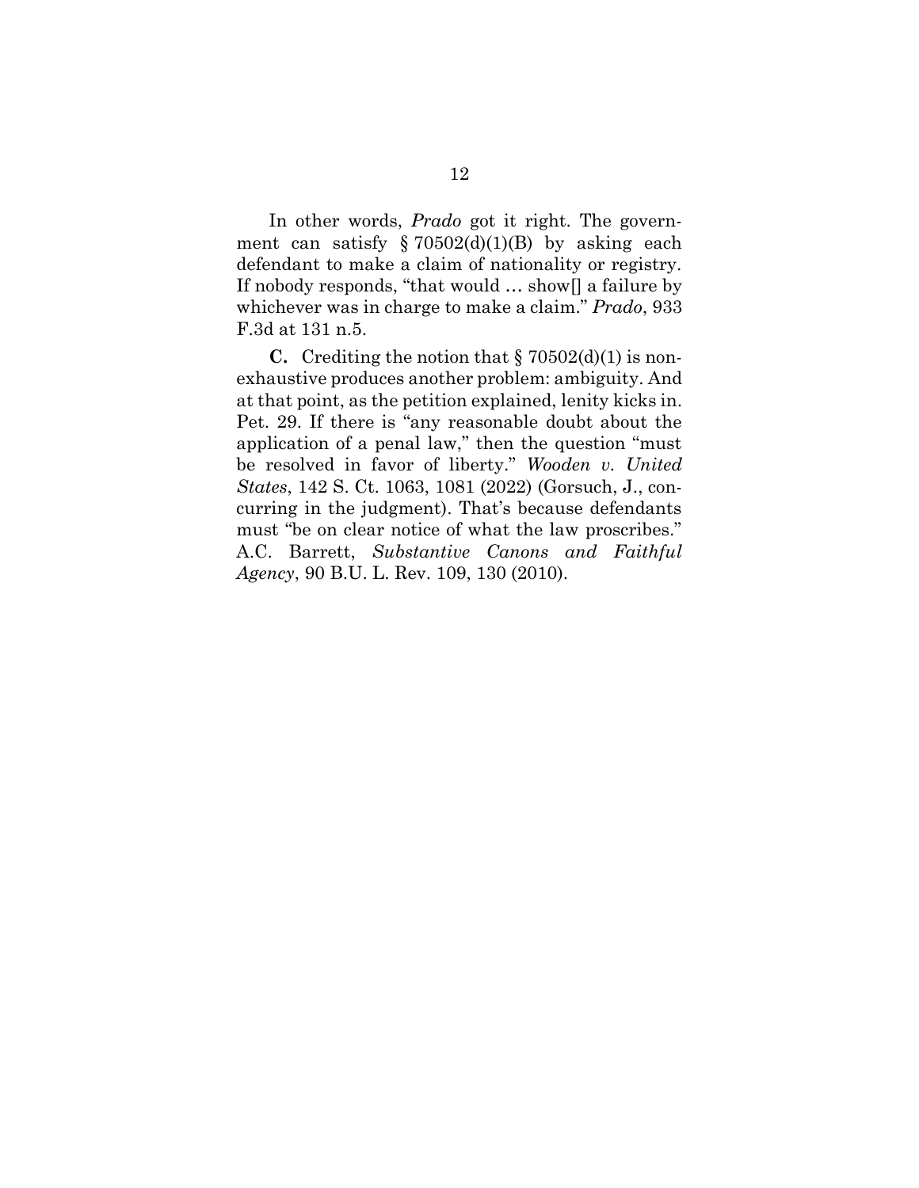In other words, *Prado* got it right. The government can satisfy § 70502(d)(1)(B) by asking each defendant to make a claim of nationality or registry. If nobody responds, "that would … show[] a failure by whichever was in charge to make a claim." *Prado*, 933 F.3d at 131 n.5.

**C.** Crediting the notion that § 70502(d)(1) is non-exhaustive produces another problem: ambiguity. And at that point, as the petition explained, lenity kicks in. Pet. 29. If there is "any reasonable doubt about the application of a penal law," then the question "must be resolved in favor of liberty." *Wooden v. United States*, 142 S. Ct. 1063, 1081 (2022) (Gorsuch, J., concurring in the judgment). That's because defendants must "be on clear notice of what the law proscribes." A.C. Barrett, *Substantive Canons and Faithful Agency*, 90 B.U. L. Rev. 109, 130 (2010).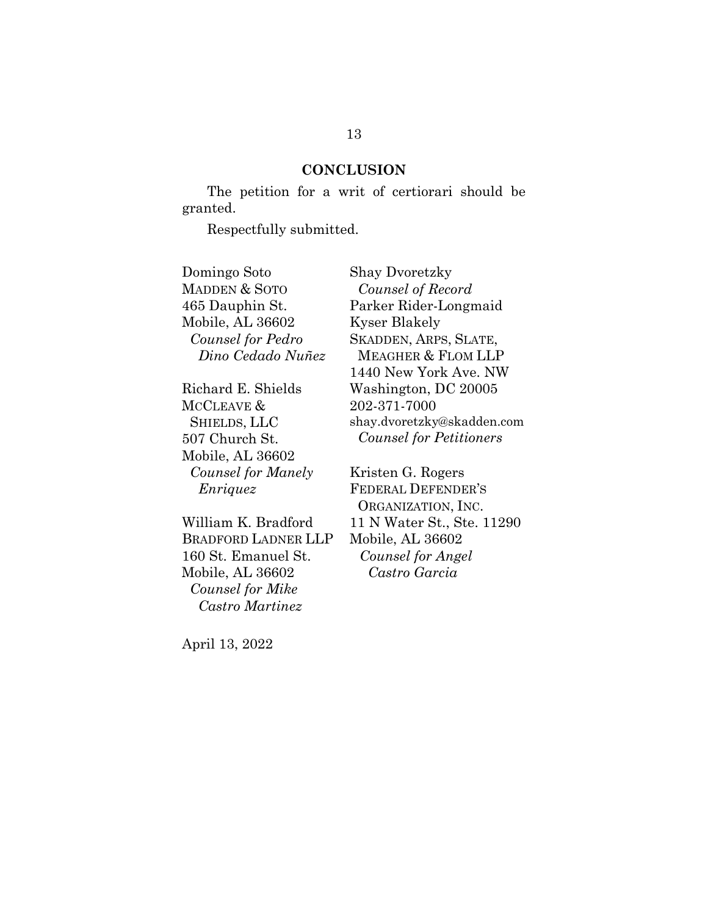## CONCLUSION

The petition for a writ of certiorari should be granted.

Respectfully submitted.

Domingo Soto
MADDEN & SOTO
465 Dauphin St.
Mobile, AL 36602
*Counsel for Pedro Dino Cedado Nuñez*

Richard E. Shields
MCCLEAVE & SHIELDS, LLC
507 Church St.
Mobile, AL 36602
*Counsel for Manely Enriquez*

William K. Bradford
BRADFORD LADNER LLP
160 St. Emanuel St.
Mobile, AL 36602
*Counsel for Mike Castro Martinez*

Shay Dvoretzky
*Counsel of Record*
Parker Rider-Longmaid
Kyser Blakely
SKADDEN, ARPS, SLATE, MEAGHER & FLOM LLP
1440 New York Ave. NW
Washington, DC 20005
202-371-7000
shay.dvoretzky@skadden.com
*Counsel for Petitioners*

Kristen G. Rogers
FEDERAL DEFENDER'S ORGANIZATION, INC.
11 N Water St., Ste. 11290
Mobile, AL 36602
*Counsel for Angel Castro Garcia*

April 13, 2022